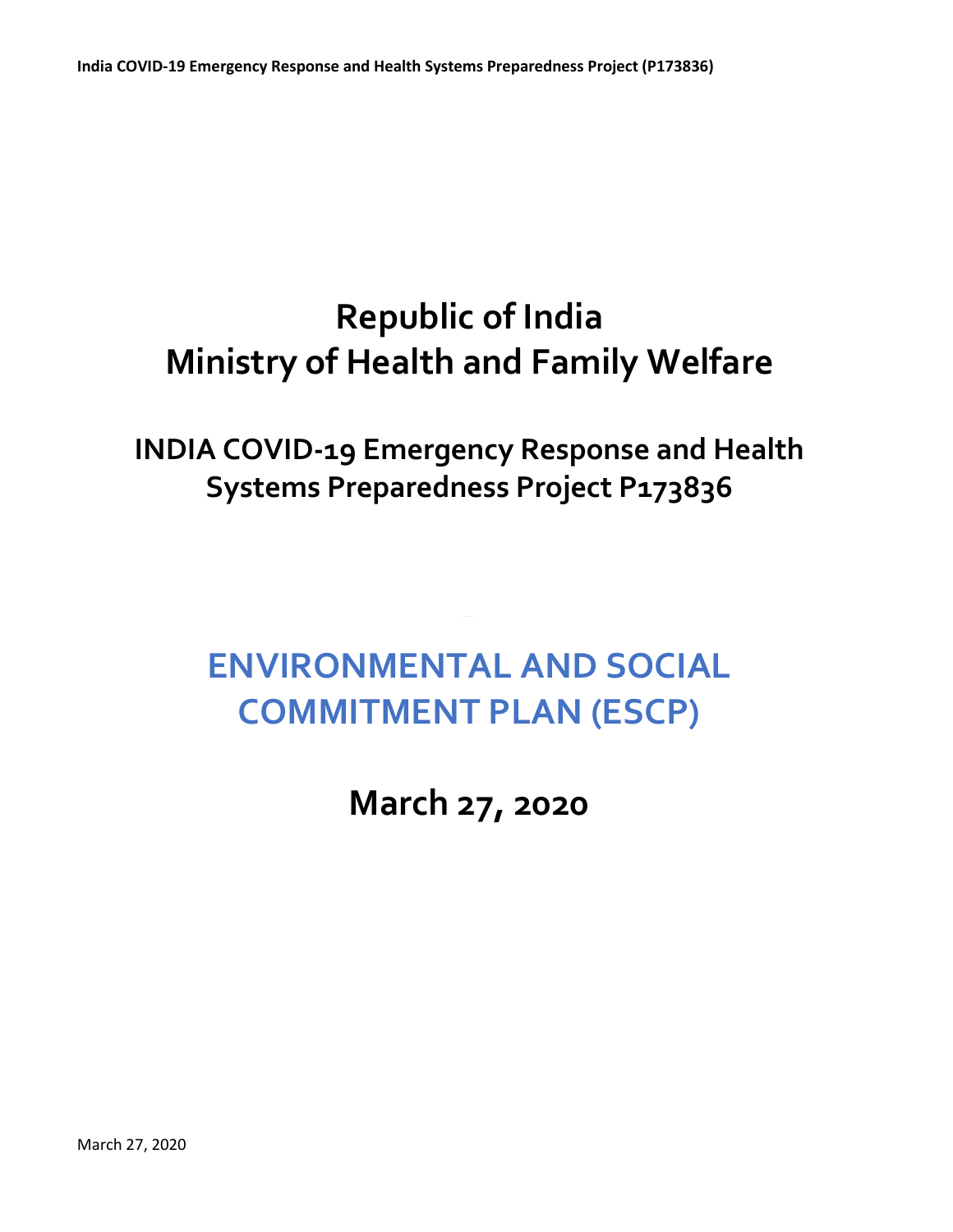# Republic of India
# Ministry of Health and Family Welfare

## INDIA COVID-19 Emergency Response and Health Systems Preparedness Project P173836

# ENVIRONMENTAL AND SOCIAL COMMITMENT PLAN (ESCP)

## March 27, 2020

March 27, 2020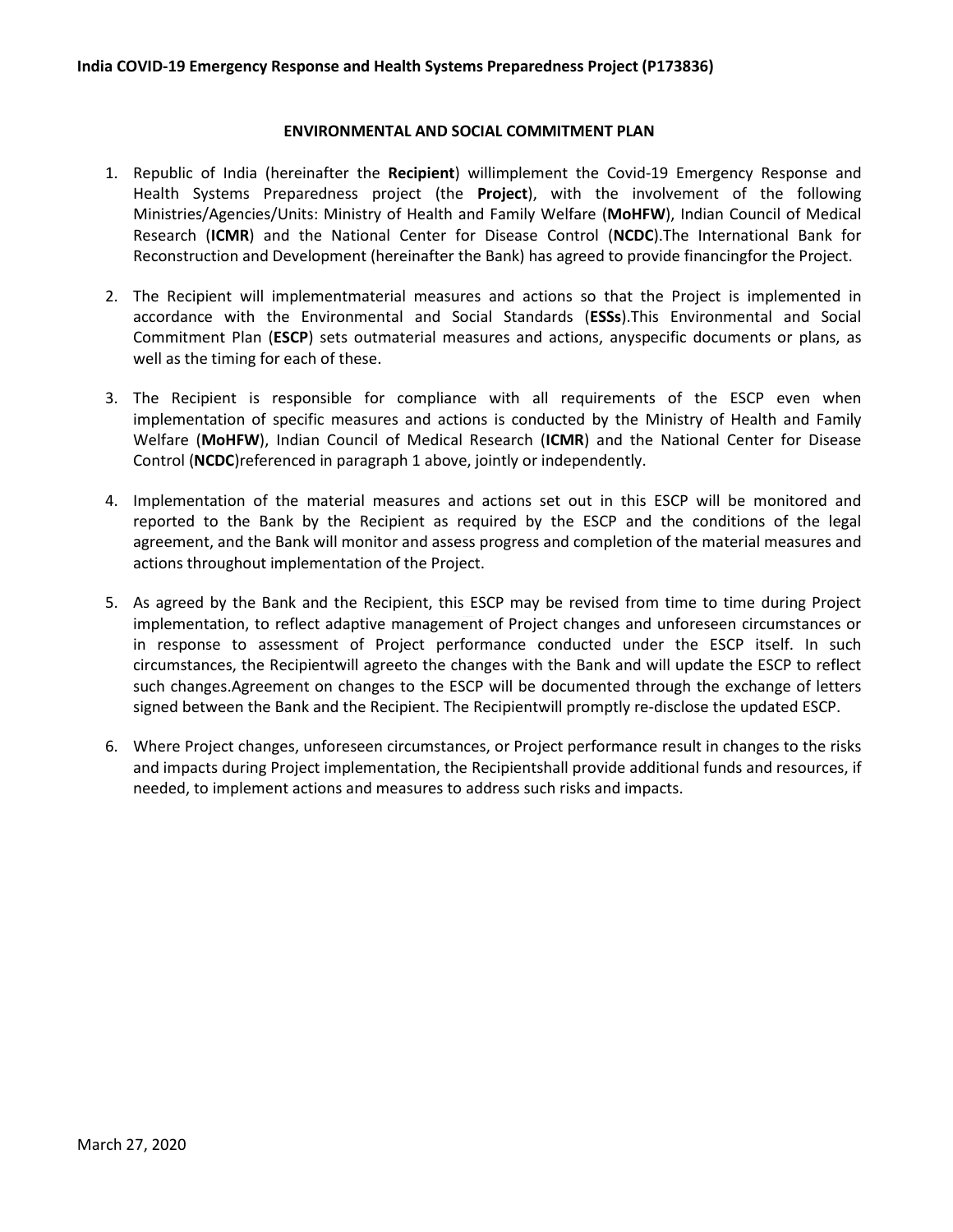**India COVID-19 Emergency Response and Health Systems Preparedness Project (P173836)**

## ENVIRONMENTAL AND SOCIAL COMMITMENT PLAN

1. Republic of India (hereinafter the **Recipient**) willimplement the Covid-19 Emergency Response and Health Systems Preparedness project (the **Project**), with the involvement of the following Ministries/Agencies/Units: Ministry of Health and Family Welfare (**MoHFW**), Indian Council of Medical Research (**ICMR**) and the National Center for Disease Control (**NCDC**).The International Bank for Reconstruction and Development (hereinafter the Bank) has agreed to provide financingfor the Project.

2. The Recipient will implementmaterial measures and actions so that the Project is implemented in accordance with the Environmental and Social Standards (**ESSs**).This Environmental and Social Commitment Plan (**ESCP**) sets outmaterial measures and actions, anyspecific documents or plans, as well as the timing for each of these.

3. The Recipient is responsible for compliance with all requirements of the ESCP even when implementation of specific measures and actions is conducted by the Ministry of Health and Family Welfare (**MoHFW**), Indian Council of Medical Research (**ICMR**) and the National Center for Disease Control (**NCDC**)referenced in paragraph 1 above, jointly or independently.

4. Implementation of the material measures and actions set out in this ESCP will be monitored and reported to the Bank by the Recipient as required by the ESCP and the conditions of the legal agreement, and the Bank will monitor and assess progress and completion of the material measures and actions throughout implementation of the Project.

5. As agreed by the Bank and the Recipient, this ESCP may be revised from time to time during Project implementation, to reflect adaptive management of Project changes and unforeseen circumstances or in response to assessment of Project performance conducted under the ESCP itself. In such circumstances, the Recipientwill agreeto the changes with the Bank and will update the ESCP to reflect such changes.Agreement on changes to the ESCP will be documented through the exchange of letters signed between the Bank and the Recipient. The Recipientwill promptly re-disclose the updated ESCP.

6. Where Project changes, unforeseen circumstances, or Project performance result in changes to the risks and impacts during Project implementation, the Recipientshall provide additional funds and resources, if needed, to implement actions and measures to address such risks and impacts.

March 27, 2020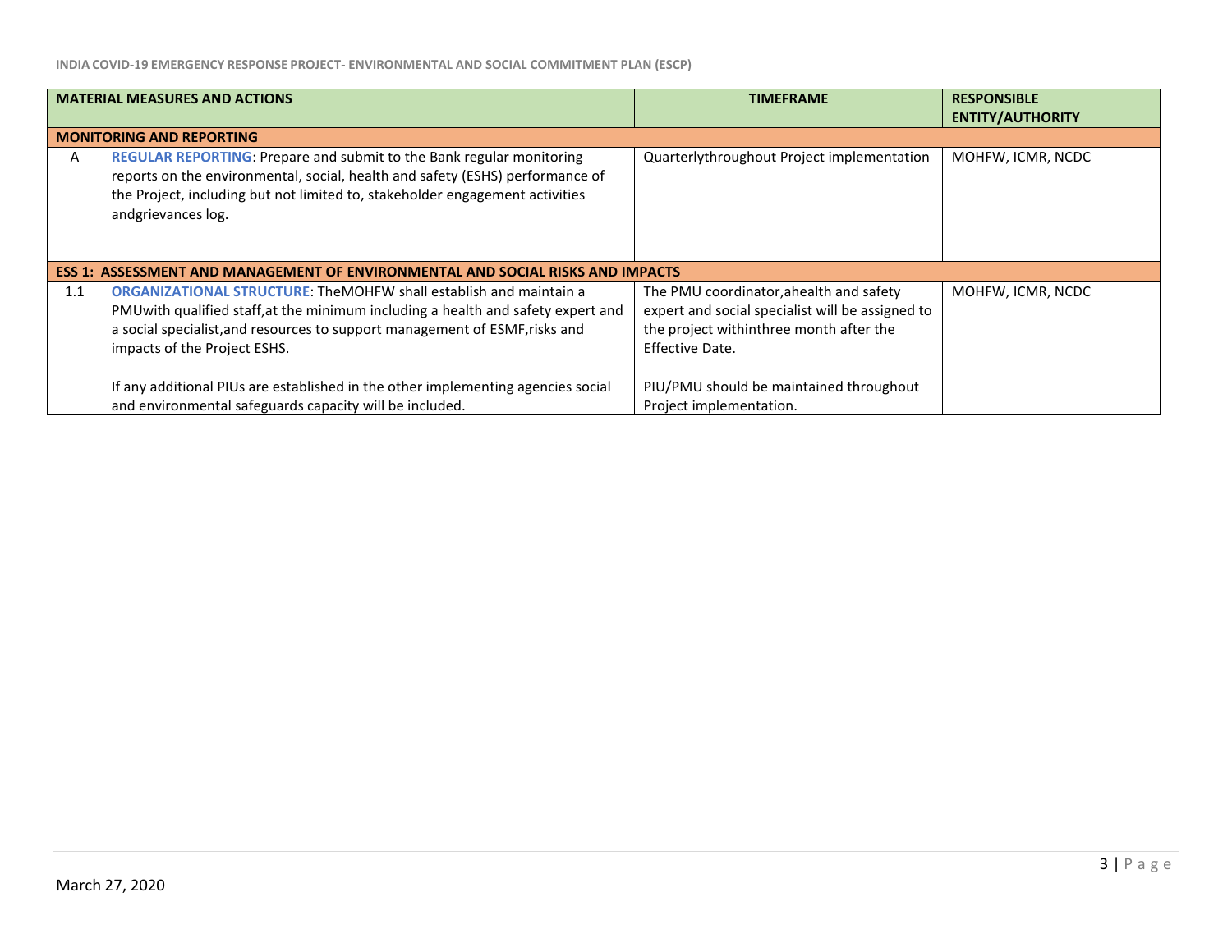| | MATERIAL MEASURES AND ACTIONS | TIMEFRAME | RESPONSIBLE ENTITY/AUTHORITY |
|---|---|---|---|
| **MONITORING AND REPORTING** | | | |
| A | **REGULAR REPORTING**: Prepare and submit to the Bank regular monitoring reports on the environmental, social, health and safety (ESHS) performance of the Project, including but not limited to, stakeholder engagement activities andgrievances log. | Quarterlythroughout Project implementation | MOHFW, ICMR, NCDC |
| **ESS 1: ASSESSMENT AND MANAGEMENT OF ENVIRONMENTAL AND SOCIAL RISKS AND IMPACTS** | | | |
| 1.1 | **ORGANIZATIONAL STRUCTURE**: TheMOHFW shall establish and maintain a PMUwith qualified staff,at the minimum including a health and safety expert and a social specialist,and resources to support management of ESMF,risks and impacts of the Project ESHS.<br><br>If any additional PIUs are established in the other implementing agencies social and environmental safeguards capacity will be included. | The PMU coordinator,ahealth and safety expert and social specialist will be assigned to the project withinthree month after the Effective Date.<br><br>PIU/PMU should be maintained throughout Project implementation. | MOHFW, ICMR, NCDC |

March 27, 2020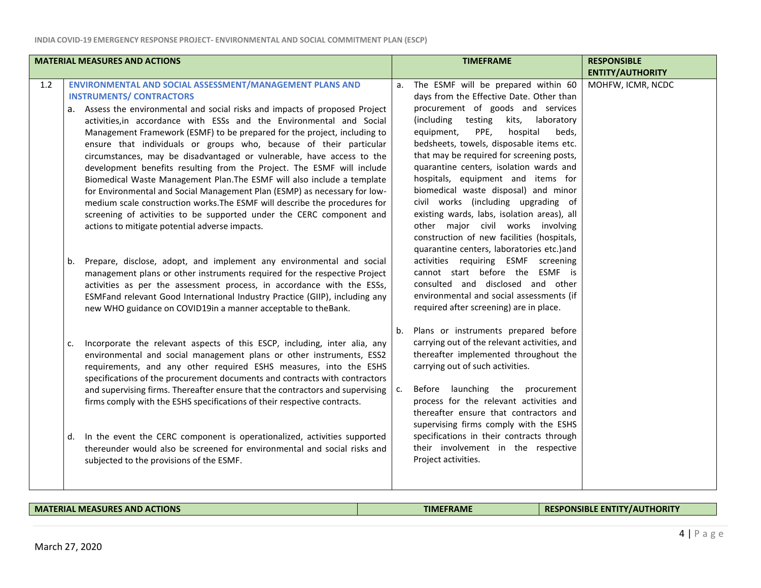| MATERIAL MEASURES AND ACTIONS | | TIMEFRAME | RESPONSIBLE ENTITY/AUTHORITY |
|---|---|---|---|
| 1.2 | **ENVIRONMENTAL AND SOCIAL ASSESSMENT/MANAGEMENT PLANS AND INSTRUMENTS/ CONTRACTORS**<br><br>a. Assess the environmental and social risks and impacts of proposed Project activities,in accordance with ESSs and the Environmental and Social Management Framework (ESMF) to be prepared for the project, including to ensure that individuals or groups who, because of their particular circumstances, may be disadvantaged or vulnerable, have access to the development benefits resulting from the Project. The ESMF will include Biomedical Waste Management Plan.The ESMF will also include a template for Environmental and Social Management Plan (ESMP) as necessary for low-medium scale construction works.The ESMF will describe the procedures for screening of activities to be supported under the CERC component and actions to mitigate potential adverse impacts.<br><br>b. Prepare, disclose, adopt, and implement any environmental and social management plans or other instruments required for the respective Project activities as per the assessment process, in accordance with the ESSs, ESMFand relevant Good International Industry Practice (GIIP), including any new WHO guidance on COVID19in a manner acceptable to theBank.<br><br>c. Incorporate the relevant aspects of this ESCP, including, inter alia, any environmental and social management plans or other instruments, ESS2 requirements, and any other required ESHS measures, into the ESHS specifications of the procurement documents and contracts with contractors and supervising firms. Thereafter ensure that the contractors and supervising firms comply with the ESHS specifications of their respective contracts.<br><br>d. In the event the CERC component is operationalized, activities supported thereunder would also be screened for environmental and social risks and subjected to the provisions of the ESMF. | a. The ESMF will be prepared within 60 days from the Effective Date. Other than procurement of goods and services (including testing kits, laboratory equipment, PPE, hospital beds, bedsheets, towels, disposable items etc. that may be required for screening posts, quarantine centers, isolation wards and hospitals, equipment and items for biomedical waste disposal) and minor civil works (including upgrading of existing wards, labs, isolation areas), all other major civil works involving construction of new facilities (hospitals, quarantine centers, laboratories etc.)and activities requiring ESMF screening cannot start before the ESMF is consulted and disclosed and other environmental and social assessments (if required after screening) are in place.<br><br>b. Plans or instruments prepared before carrying out of the relevant activities, and thereafter implemented throughout the carrying out of such activities.<br><br>c. Before launching the procurement process for the relevant activities and thereafter ensure that contractors and supervising firms comply with the ESHS specifications in their contracts through their involvement in the respective Project activities. | MOHFW, ICMR, NCDC |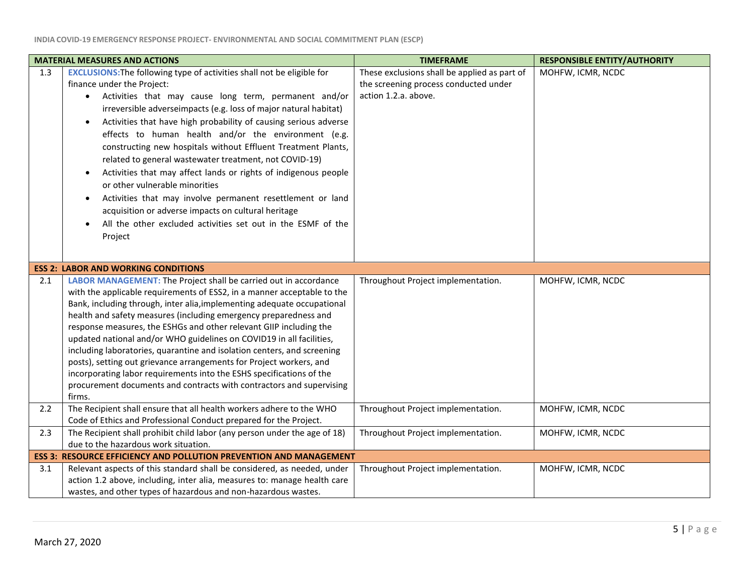| | MATERIAL MEASURES AND ACTIONS | TIMEFRAME | RESPONSIBLE ENTITY/AUTHORITY |
|---|---|---|---|
| 1.3 | **EXCLUSIONS:** The following type of activities shall not be eligible for finance under the Project: • Activities that may cause long term, permanent and/or irreversible adverseimpacts (e.g. loss of major natural habitat) • Activities that have high probability of causing serious adverse effects to human health and/or the environment (e.g. constructing new hospitals without Effluent Treatment Plants, related to general wastewater treatment, not COVID-19) • Activities that may affect lands or rights of indigenous people or other vulnerable minorities • Activities that may involve permanent resettlement or land acquisition or adverse impacts on cultural heritage • All the other excluded activities set out in the ESMF of the Project | These exclusions shall be applied as part of the screening process conducted under action 1.2.a. above. | MOHFW, ICMR, NCDC |
| **ESS 2: LABOR AND WORKING CONDITIONS** | | | |
| 2.1 | **LABOR MANAGEMENT:** The Project shall be carried out in accordance with the applicable requirements of ESS2, in a manner acceptable to the Bank, including through, inter alia,implementing adequate occupational health and safety measures (including emergency preparedness and response measures, the ESHGs and other relevant GIIP including the updated national and/or WHO guidelines on COVID19 in all facilities, including laboratories, quarantine and isolation centers, and screening posts), setting out grievance arrangements for Project workers, and incorporating labor requirements into the ESHS specifications of the procurement documents and contracts with contractors and supervising firms. | Throughout Project implementation. | MOHFW, ICMR, NCDC |
| 2.2 | The Recipient shall ensure that all health workers adhere to the WHO Code of Ethics and Professional Conduct prepared for the Project. | Throughout Project implementation. | MOHFW, ICMR, NCDC |
| 2.3 | The Recipient shall prohibit child labor (any person under the age of 18) due to the hazardous work situation. | Throughout Project implementation. | MOHFW, ICMR, NCDC |
| **ESS 3: RESOURCE EFFICIENCY AND POLLUTION PREVENTION AND MANAGEMENT** | | | |
| 3.1 | Relevant aspects of this standard shall be considered, as needed, under action 1.2 above, including, inter alia, measures to: manage health care wastes, and other types of hazardous and non-hazardous wastes. | Throughout Project implementation. | MOHFW, ICMR, NCDC |

March 27, 2020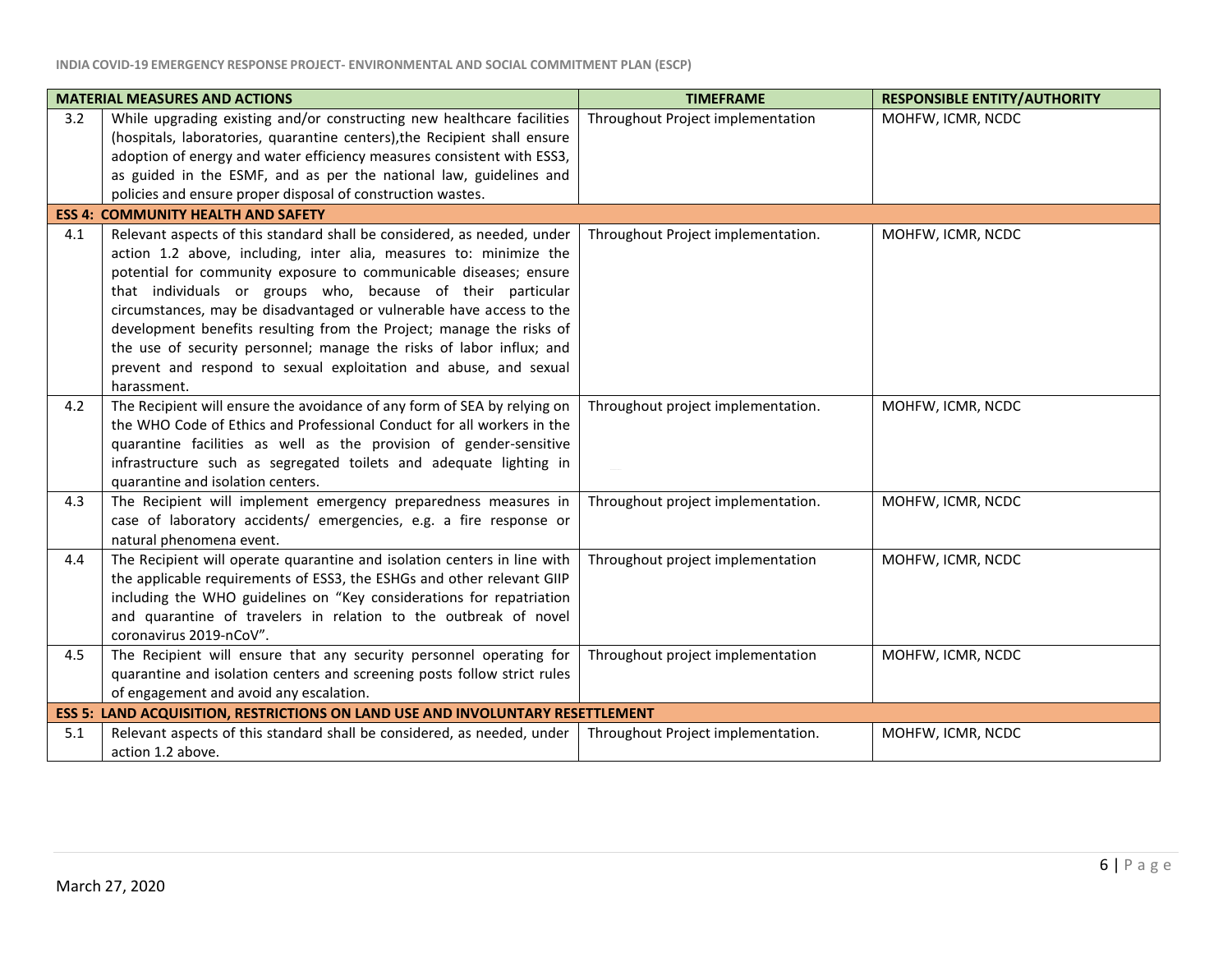| MATERIAL MEASURES AND ACTIONS | | TIMEFRAME | RESPONSIBLE ENTITY/AUTHORITY |
|---|---|---|---|
| 3.2 | While upgrading existing and/or constructing new healthcare facilities (hospitals, laboratories, quarantine centers),the Recipient shall ensure adoption of energy and water efficiency measures consistent with ESS3, as guided in the ESMF, and as per the national law, guidelines and policies and ensure proper disposal of construction wastes. | Throughout Project implementation | MOHFW, ICMR, NCDC |
| **ESS 4: COMMUNITY HEALTH AND SAFETY** | | | |
| 4.1 | Relevant aspects of this standard shall be considered, as needed, under action 1.2 above, including, inter alia, measures to: minimize the potential for community exposure to communicable diseases; ensure that individuals or groups who, because of their particular circumstances, may be disadvantaged or vulnerable have access to the development benefits resulting from the Project; manage the risks of the use of security personnel; manage the risks of labor influx; and prevent and respond to sexual exploitation and abuse, and sexual harassment. | Throughout Project implementation. | MOHFW, ICMR, NCDC |
| 4.2 | The Recipient will ensure the avoidance of any form of SEA by relying on the WHO Code of Ethics and Professional Conduct for all workers in the quarantine facilities as well as the provision of gender-sensitive infrastructure such as segregated toilets and adequate lighting in quarantine and isolation centers. | Throughout project implementation. | MOHFW, ICMR, NCDC |
| 4.3 | The Recipient will implement emergency preparedness measures in case of laboratory accidents/ emergencies, e.g. a fire response or natural phenomena event. | Throughout project implementation. | MOHFW, ICMR, NCDC |
| 4.4 | The Recipient will operate quarantine and isolation centers in line with the applicable requirements of ESS3, the ESHGs and other relevant GIIP including the WHO guidelines on "Key considerations for repatriation and quarantine of travelers in relation to the outbreak of novel coronavirus 2019-nCoV". | Throughout project implementation | MOHFW, ICMR, NCDC |
| 4.5 | The Recipient will ensure that any security personnel operating for quarantine and isolation centers and screening posts follow strict rules of engagement and avoid any escalation. | Throughout project implementation | MOHFW, ICMR, NCDC |
| **ESS 5: LAND ACQUISITION, RESTRICTIONS ON LAND USE AND INVOLUNTARY RESETTLEMENT** | | | |
| 5.1 | Relevant aspects of this standard shall be considered, as needed, under action 1.2 above. | Throughout Project implementation. | MOHFW, ICMR, NCDC |

March 27, 2020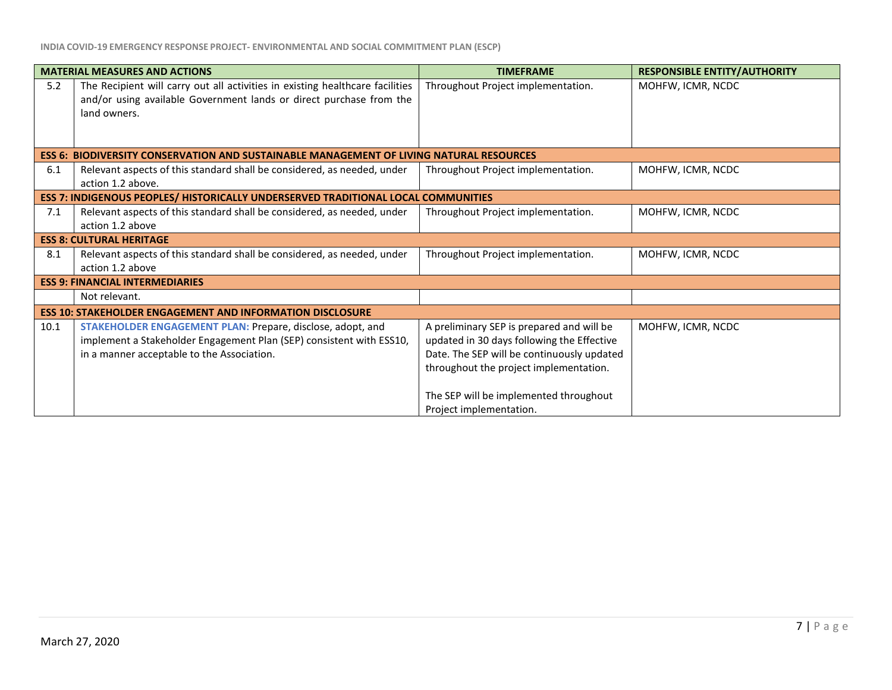| | MATERIAL MEASURES AND ACTIONS | TIMEFRAME | RESPONSIBLE ENTITY/AUTHORITY |
|---|---|---|---|
| 5.2 | The Recipient will carry out all activities in existing healthcare facilities and/or using available Government lands or direct purchase from the land owners. | Throughout Project implementation. | MOHFW, ICMR, NCDC |
| **ESS 6: BIODIVERSITY CONSERVATION AND SUSTAINABLE MANAGEMENT OF LIVING NATURAL RESOURCES** | | | |
| 6.1 | Relevant aspects of this standard shall be considered, as needed, under action 1.2 above. | Throughout Project implementation. | MOHFW, ICMR, NCDC |
| **ESS 7: INDIGENOUS PEOPLES/ HISTORICALLY UNDERSERVED TRADITIONAL LOCAL COMMUNITIES** | | | |
| 7.1 | Relevant aspects of this standard shall be considered, as needed, under action 1.2 above | Throughout Project implementation. | MOHFW, ICMR, NCDC |
| **ESS 8: CULTURAL HERITAGE** | | | |
| 8.1 | Relevant aspects of this standard shall be considered, as needed, under action 1.2 above | Throughout Project implementation. | MOHFW, ICMR, NCDC |
| **ESS 9: FINANCIAL INTERMEDIARIES** | | | |
| | Not relevant. | | |
| **ESS 10: STAKEHOLDER ENGAGEMENT AND INFORMATION DISCLOSURE** | | | |
| 10.1 | **STAKEHOLDER ENGAGEMENT PLAN:** Prepare, disclose, adopt, and implement a Stakeholder Engagement Plan (SEP) consistent with ESS10, in a manner acceptable to the Association. | A preliminary SEP is prepared and will be updated in 30 days following the Effective Date. The SEP will be continuously updated throughout the project implementation.<br><br>The SEP will be implemented throughout Project implementation. | MOHFW, ICMR, NCDC |

March 27, 2020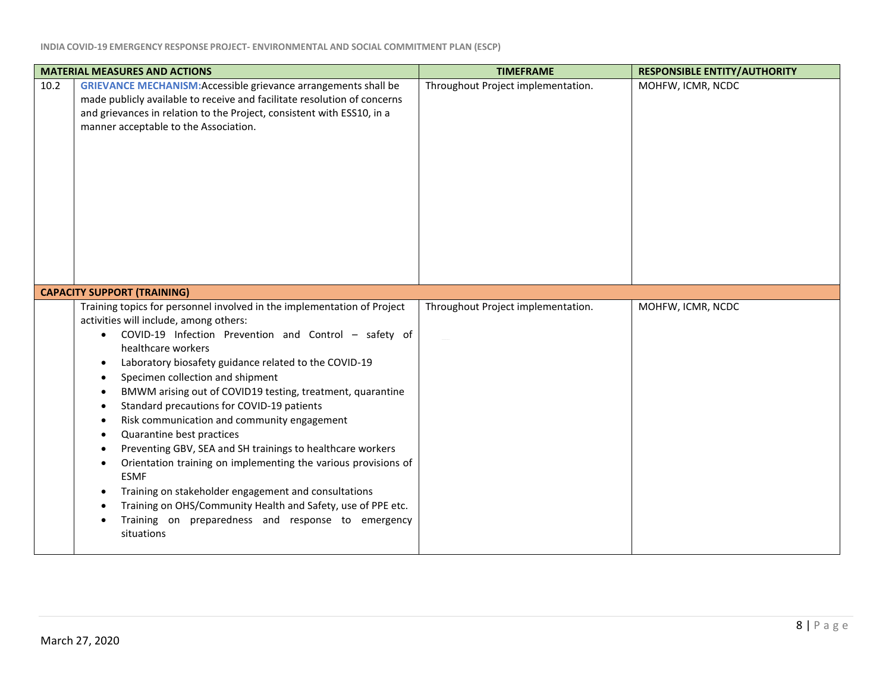| MATERIAL MEASURES AND ACTIONS | | TIMEFRAME | RESPONSIBLE ENTITY/AUTHORITY |
| --- | --- | --- | --- |
| 10.2 | **GRIEVANCE MECHANISM:** Accessible grievance arrangements shall be made publicly available to receive and facilitate resolution of concerns and grievances in relation to the Project, consistent with ESS10, in a manner acceptable to the Association. | Throughout Project implementation. | MOHFW, ICMR, NCDC |
| **CAPACITY SUPPORT (TRAINING)** | | | |
| | Training topics for personnel involved in the implementation of Project activities will include, among others:<br>• COVID-19 Infection Prevention and Control – safety of healthcare workers<br>• Laboratory biosafety guidance related to the COVID-19<br>• Specimen collection and shipment<br>• BMWM arising out of COVID19 testing, treatment, quarantine<br>• Standard precautions for COVID-19 patients<br>• Risk communication and community engagement<br>• Quarantine best practices<br>• Preventing GBV, SEA and SH trainings to healthcare workers<br>• Orientation training on implementing the various provisions of ESMF<br>• Training on stakeholder engagement and consultations<br>• Training on OHS/Community Health and Safety, use of PPE etc.<br>• Training on preparedness and response to emergency situations | Throughout Project implementation. | MOHFW, ICMR, NCDC |

March 27, 2020